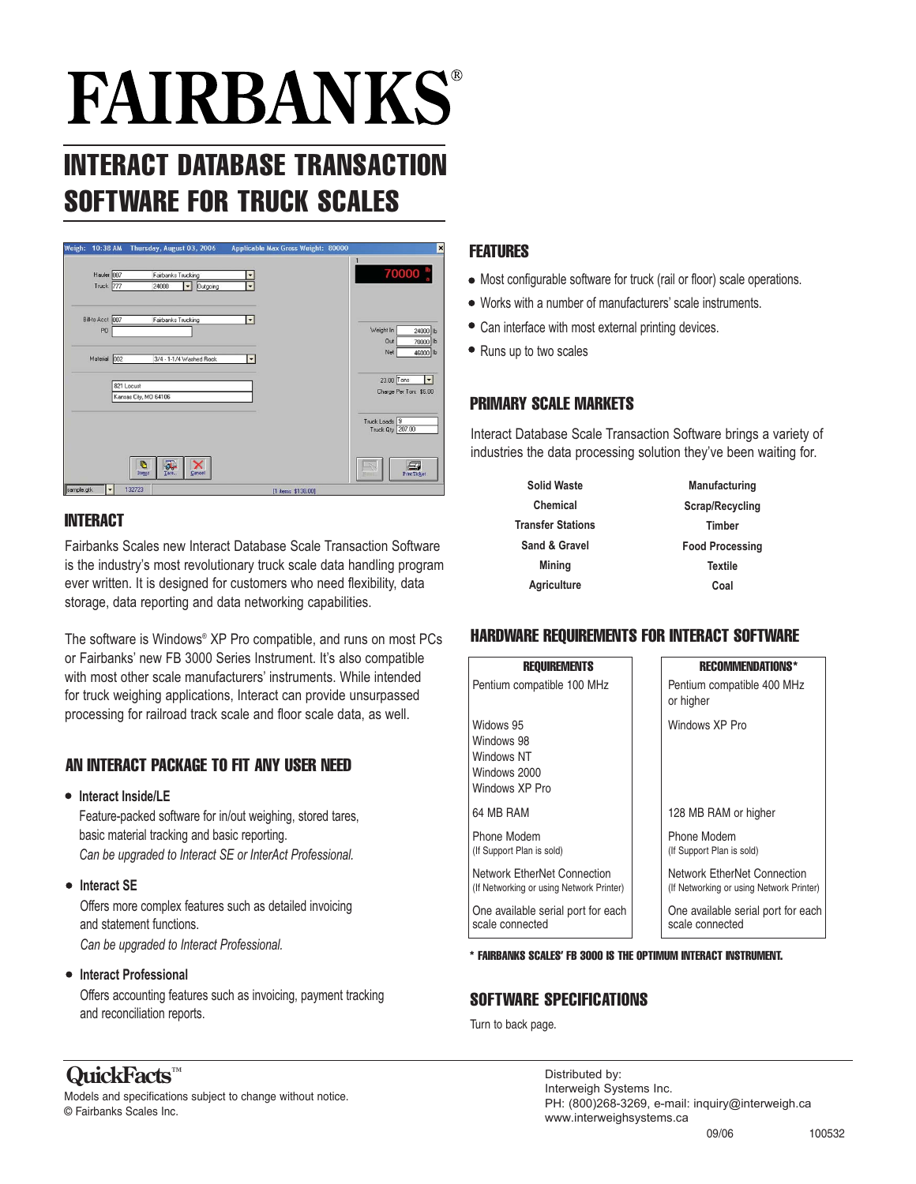# FAIRBANKS®

## INTERACT DATABASE TRANSACTION SOFTWARE FOR TRUCK SCALES

## INTERACT

Fairbanks Scales new Interact Database Scale Transaction Software is the industry's most revolutionary truck scale data handling program ever written. It is designed for customers who need flexibility, data storage, data reporting and data networking capabilities.

The software is Windows® XP Pro compatible, and runs on most PCs or Fairbanks' new FB 3000 Series Instrument. It's also compatible with most other scale manufacturers' instruments. While intended for truck weighing applications, Interact can provide unsurpassed processing for railroad track scale and floor scale data, as well.

## AN INTERACT PACKAGE TO FIT ANY USER NEED

- **Interact Inside/LE**
  Feature-packed software for in/out weighing, stored tares, basic material tracking and basic reporting.
  *Can be upgraded to Interact SE or InterAct Professional.*

- **Interact SE**
  Offers more complex features such as detailed invoicing and statement functions.
  *Can be upgraded to Interact Professional.*

- **Interact Professional**
  Offers accounting features such as invoicing, payment tracking and reconciliation reports.

## FEATURES

- Most configurable software for truck (rail or floor) scale operations.
- Works with a number of manufacturers' scale instruments.
- Can interface with most external printing devices.
- Runs up to two scales

## PRIMARY SCALE MARKETS

Interact Database Scale Transaction Software brings a variety of industries the data processing solution they've been waiting for.

| | |
|---|---|
| **Solid Waste** | **Manufacturing** |
| **Chemical** | **Scrap/Recycling** |
| **Transfer Stations** | **Timber** |
| **Sand & Gravel** | **Food Processing** |
| **Mining** | **Textile** |
| **Agriculture** | **Coal** |

## HARDWARE REQUIREMENTS FOR INTERACT SOFTWARE

| REQUIREMENTS | RECOMMENDATIONS* |
|---|---|
| Pentium compatible 100 MHz | Pentium compatible 400 MHz or higher |
| Widows 95<br>Windows 98<br>Windows NT<br>Windows 2000<br>Windows XP Pro | Windows XP Pro |
| 64 MB RAM | 128 MB RAM or higher |
| Phone Modem (If Support Plan is sold) | Phone Modem (If Support Plan is sold) |
| Network EtherNet Connection (If Networking or using Network Printer) | Network EtherNet Connection (If Networking or using Network Printer) |
| One available serial port for each scale connected | One available serial port for each scale connected |

**\* FAIRBANKS SCALES' FB 3000 IS THE OPTIMUM INTERACT INSTRUMENT.**

## SOFTWARE SPECIFICATIONS

Turn to back page.

**QuickFacts™**

Models and specifications subject to change without notice.
© Fairbanks Scales Inc.

Distributed by:
Interweigh Systems Inc.
PH: (800)268-3269, e-mail: inquiry@interweigh.ca
www.interweighsystems.ca

09/06 100532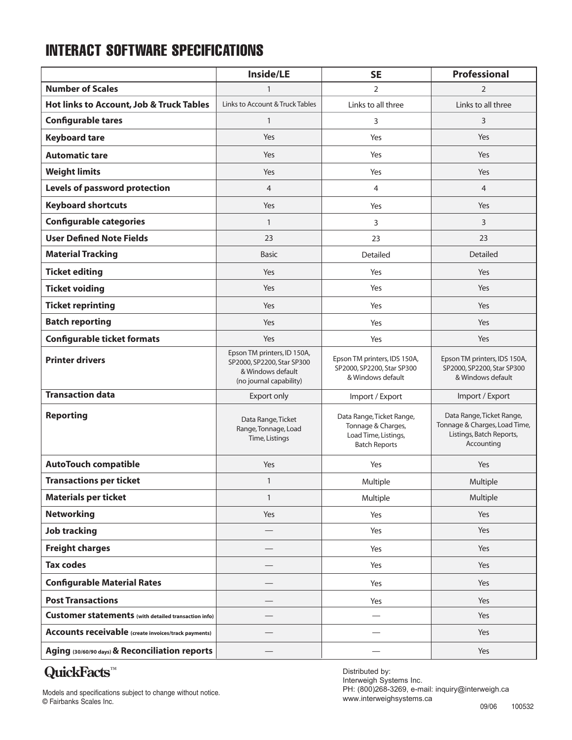# INTERACT SOFTWARE SPECIFICATIONS

| | Inside/LE | SE | Professional |
|---|---|---|---|
| **Number of Scales** | 1 | 2 | 2 |
| **Hot links to Account, Job & Truck Tables** | Links to Account & Truck Tables | Links to all three | Links to all three |
| **Configurable tares** | 1 | 3 | 3 |
| **Keyboard tare** | Yes | Yes | Yes |
| **Automatic tare** | Yes | Yes | Yes |
| **Weight limits** | Yes | Yes | Yes |
| **Levels of password protection** | 4 | 4 | 4 |
| **Keyboard shortcuts** | Yes | Yes | Yes |
| **Configurable categories** | 1 | 3 | 3 |
| **User Defined Note Fields** | 23 | 23 | 23 |
| **Material Tracking** | Basic | Detailed | Detailed |
| **Ticket editing** | Yes | Yes | Yes |
| **Ticket voiding** | Yes | Yes | Yes |
| **Ticket reprinting** | Yes | Yes | Yes |
| **Batch reporting** | Yes | Yes | Yes |
| **Configurable ticket formats** | Yes | Yes | Yes |
| **Printer drivers** | Epson TM printers, ID 150A, SP2000, SP2200, Star SP300 & Windows default (no journal capability) | Epson TM printers, IDS 150A, SP2000, SP2200, Star SP300 & Windows default | Epson TM printers, IDS 150A, SP2000, SP2200, Star SP300 & Windows default |
| **Transaction data** | Export only | Import / Export | Import / Export |
| **Reporting** | Data Range, Ticket Range, Tonnage, Load Time, Listings | Data Range, Ticket Range, Tonnage & Charges, Load Time, Listings, Batch Reports | Data Range, Ticket Range, Tonnage & Charges, Load Time, Listings, Batch Reports, Accounting |
| **AutoTouch compatible** | Yes | Yes | Yes |
| **Transactions per ticket** | 1 | Multiple | Multiple |
| **Materials per ticket** | 1 | Multiple | Multiple |
| **Networking** | Yes | Yes | Yes |
| **Job tracking** | — | Yes | Yes |
| **Freight charges** | — | Yes | Yes |
| **Tax codes** | — | Yes | Yes |
| **Configurable Material Rates** | — | Yes | Yes |
| **Post Transactions** | — | Yes | Yes |
| **Customer statements** (with detailed transaction info) | — | — | Yes |
| **Accounts receivable** (create invoices/track payments) | — | — | Yes |
| **Aging** (30/60/90 days) **& Reconciliation reports** | — | — | Yes |

**QuickFacts**™

Models and specifications subject to change without notice.
© Fairbanks Scales Inc.

Distributed by:
Interweigh Systems Inc.
PH: (800)268-3269, e-mail: inquiry@interweigh.ca
www.interweighsystems.ca

09/06 100532